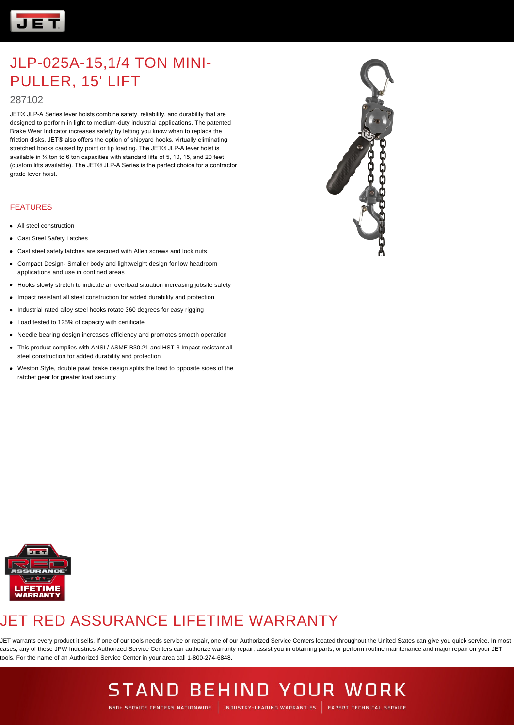# JLP-025A-15,1/4 TON MINI-PULLER, 15' LIFT

287102

JET® JLP-A Series lever hoists combine safety, reliability, and durability that are designed to perform in light to medium-duty industrial applications. The patented Brake Wear Indicator increases safety by letting you know when to replace the friction disks. JET® also offers the option of shipyard hooks, virtually eliminating stretched hooks caused by point or tip loading. The JET® JLP-A lever hoist is available in ¼ ton to 6 ton capacities with standard lifts of 5, 10, 15, and 20 feet (custom lifts available). The JET® JLP-A Series is the perfect choice for a contractor grade lever hoist.

## FEATURES

- All steel construction
- Cast Steel Safety Latches
- Cast steel safety latches are secured with Allen screws and lock nuts
- Compact Design- Smaller body and lightweight design for low headroom applications and use in confined areas
- Hooks slowly stretch to indicate an overload situation increasing jobsite safety
- Impact resistant all steel construction for added durability and protection
- Industrial rated alloy steel hooks rotate 360 degrees for easy rigging
- Load tested to 125% of capacity with certificate
- Needle bearing design increases efficiency and promotes smooth operation
- This product complies with ANSI / ASME B30.21 and HST-3 Impact resistant all steel construction for added durability and protection
- Weston Style, double pawl brake design splits the load to opposite sides of the ratchet gear for greater load security

## JET RED ASSURANCE LIFETIME WARRANTY

JET warrants every product it sells. If one of our tools needs service or repair, one of our Authorized Service Centers located throughout the United States can give you quick service. In most cases, any of these JPW Industries Authorized Service Centers can authorize warranty repair, assist you in obtaining parts, or perform routine maintenance and major repair on your JET tools. For the name of an Authorized Service Center in your area call 1-800-274-6848.

STAND BEHIND YOUR WORK

550+ SERVICE CENTERS NATIONWIDE | INDUSTRY-LEADING WARRANTIES | EXPERT TECHNICAL SERVICE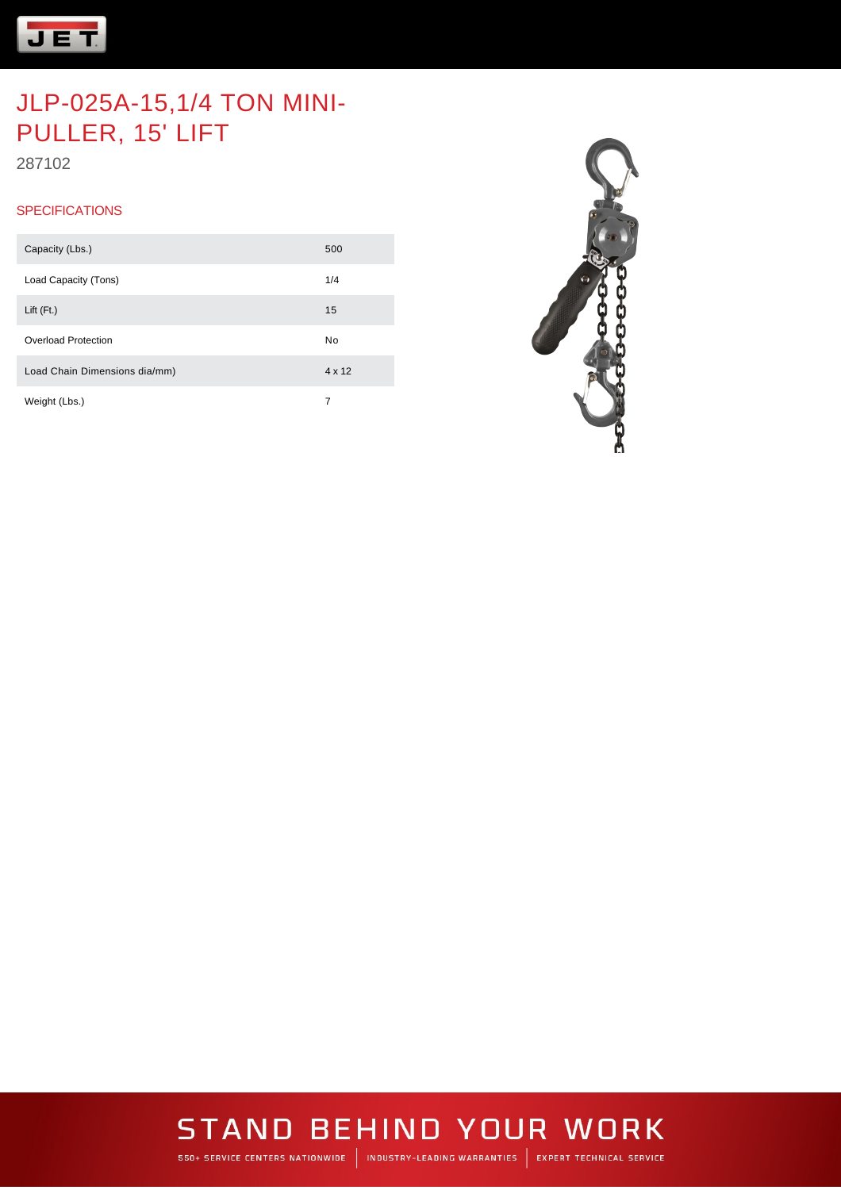# JLP-025A-15,1/4 TON MINI-PULLER, 15' LIFT

287102

## SPECIFICATIONS

| | |
|---|---|
| Capacity (Lbs.) | 500 |
| Load Capacity (Tons) | 1/4 |
| Lift (Ft.) | 15 |
| Overload Protection | No |
| Load Chain Dimensions dia/mm) | 4 x 12 |
| Weight (Lbs.) | 7 |

STAND BEHIND YOUR WORK

550+ SERVICE CENTERS NATIONWIDE | INDUSTRY-LEADING WARRANTIES | EXPERT TECHNICAL SERVICE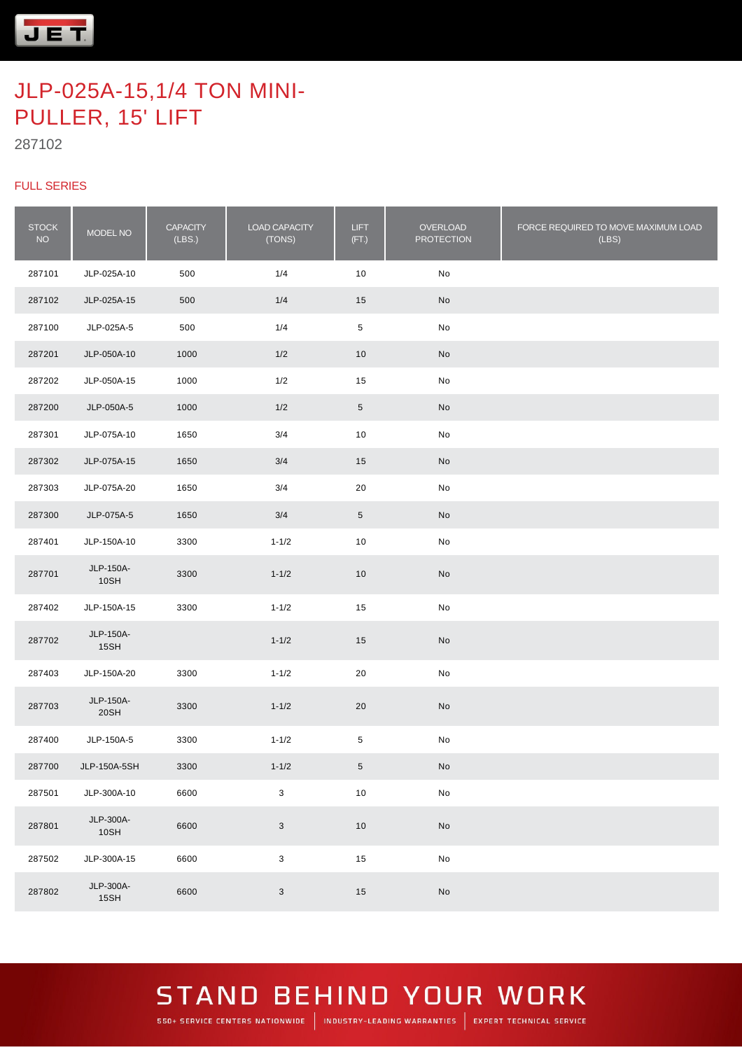# JLP-025A-15,1/4 TON MINI-PULLER, 15' LIFT

287102

## FULL SERIES

| STOCK NO | MODEL NO | CAPACITY (LBS.) | LOAD CAPACITY (TONS) | LIFT (FT.) | OVERLOAD PROTECTION | FORCE REQUIRED TO MOVE MAXIMUM LOAD (LBS) |
|---|---|---|---|---|---|---|
| 287101 | JLP-025A-10 | 500 | 1/4 | 10 | No | |
| 287102 | JLP-025A-15 | 500 | 1/4 | 15 | No | |
| 287100 | JLP-025A-5 | 500 | 1/4 | 5 | No | |
| 287201 | JLP-050A-10 | 1000 | 1/2 | 10 | No | |
| 287202 | JLP-050A-15 | 1000 | 1/2 | 15 | No | |
| 287200 | JLP-050A-5 | 1000 | 1/2 | 5 | No | |
| 287301 | JLP-075A-10 | 1650 | 3/4 | 10 | No | |
| 287302 | JLP-075A-15 | 1650 | 3/4 | 15 | No | |
| 287303 | JLP-075A-20 | 1650 | 3/4 | 20 | No | |
| 287300 | JLP-075A-5 | 1650 | 3/4 | 5 | No | |
| 287401 | JLP-150A-10 | 3300 | 1-1/2 | 10 | No | |
| 287701 | JLP-150A-10SH | 3300 | 1-1/2 | 10 | No | |
| 287402 | JLP-150A-15 | 3300 | 1-1/2 | 15 | No | |
| 287702 | JLP-150A-15SH | | 1-1/2 | 15 | No | |
| 287403 | JLP-150A-20 | 3300 | 1-1/2 | 20 | No | |
| 287703 | JLP-150A-20SH | 3300 | 1-1/2 | 20 | No | |
| 287400 | JLP-150A-5 | 3300 | 1-1/2 | 5 | No | |
| 287700 | JLP-150A-5SH | 3300 | 1-1/2 | 5 | No | |
| 287501 | JLP-300A-10 | 6600 | 3 | 10 | No | |
| 287801 | JLP-300A-10SH | 6600 | 3 | 10 | No | |
| 287502 | JLP-300A-15 | 6600 | 3 | 15 | No | |
| 287802 | JLP-300A-15SH | 6600 | 3 | 15 | No | |

STAND BEHIND YOUR WORK

550+ SERVICE CENTERS NATIONWIDE | INDUSTRY-LEADING WARRANTIES | EXPERT TECHNICAL SERVICE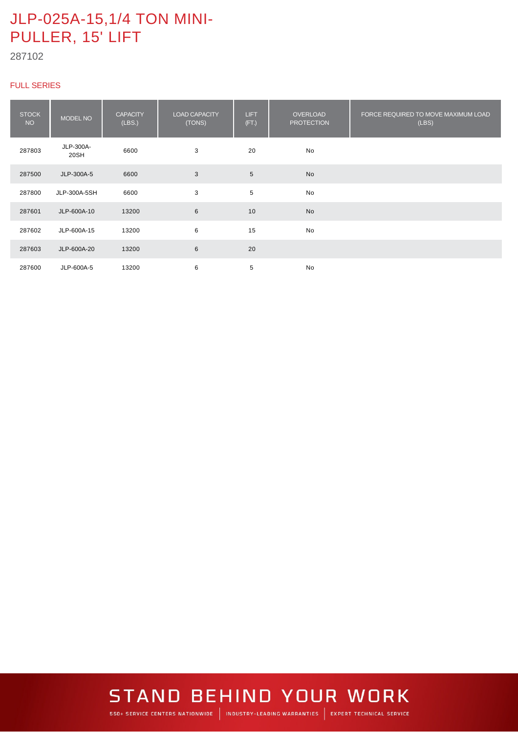# JLP-025A-15,1/4 TON MINI-PULLER, 15' LIFT

287102

FULL SERIES

| STOCK NO | MODEL NO | CAPACITY (LBS.) | LOAD CAPACITY (TONS) | LIFT (FT.) | OVERLOAD PROTECTION | FORCE REQUIRED TO MOVE MAXIMUM LOAD (LBS) |
|---|---|---|---|---|---|---|
| 287803 | JLP-300A-20SH | 6600 | 3 | 20 | No | |
| 287500 | JLP-300A-5 | 6600 | 3 | 5 | No | |
| 287800 | JLP-300A-5SH | 6600 | 3 | 5 | No | |
| 287601 | JLP-600A-10 | 13200 | 6 | 10 | No | |
| 287602 | JLP-600A-15 | 13200 | 6 | 15 | No | |
| 287603 | JLP-600A-20 | 13200 | 6 | 20 | | |
| 287600 | JLP-600A-5 | 13200 | 6 | 5 | No | |

STAND BEHIND YOUR WORK

550+ SERVICE CENTERS NATIONWIDE | INDUSTRY-LEADING WARRANTIES | EXPERT TECHNICAL SERVICE